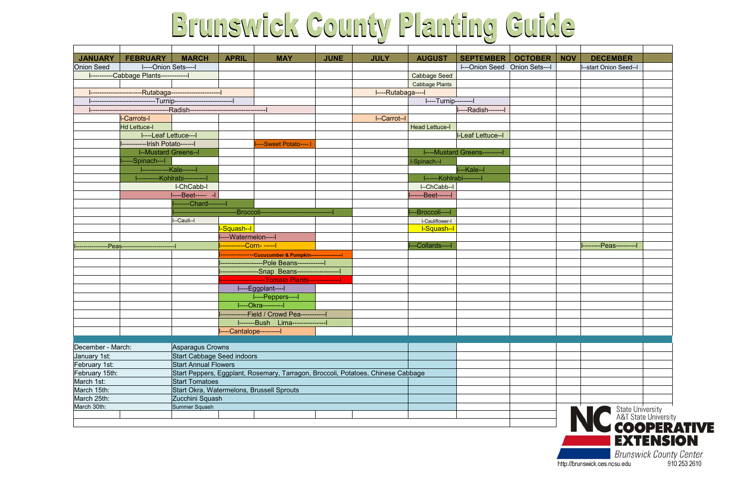# Brunswick County Planting Guide

| JANUARY | FEBRUARY | MARCH | APRIL | MAY | JUNE | JULY | AUGUST | SEPTEMBER | OCTOBER | NOV | DECEMBER |
|---|---|---|---|---|---|---|---|---|---|---|---|
| Onion Seed | I----Onion Sets----I | | | | | | | I---Onion Seed | Onion Sets---I | | I--start Onion Seed--I |
| I----------Cabbage Plants------------I | | | | | | | Cabbage Seed | | | | |
| | | | | | | | Cabbage Plants | | | | |
| I-----------------------Rutabaga----------------------I | | | | | | I----Rutabaga----I | | | | | |
| I-----------------------------Turnip--------------------------I | | | | | | | I----Turnip--------I | | | | |
| I-----------------------------------Radish---------------------------------I | | | | | | | | I----Radish-------I | | | |
| | I-Carrots-I | | | | | I--Carrot--I | | | | | |
| | Hd Lettuce-I | | | | | | Head Lettuce-I | | | | |
| | I----Leaf Lettuce---I | | | | | | | I-Leaf Lettuce--I | | | |
| | I-----------Irish Potato------I | | | I----Sweet Potato---- I | | | | | | | |
| | I--Mustard Greens--I | | | | | | I----Mustard Greens---------I | | | | |
| | I-----Spinach---I | | | | | | I-Spinach--I | | | | |
| | I------------Kale------I | | | | | | | I---Kale--I | | | |
| | I----------Kohlrabi----------I | | | | | | I------Kohlrabi--------I | | | | |
| | | I-ChCabb-I | | | | | I--ChCabb--I | | | | |
| | | I----Beet----- -I | | | | | I------Beet------I | | | | |
| | | I-------Chard--------I | | | | | | | | | |
| | | I-----------------------------Broccoli--------------------------------I | | | | | I---Broccoli----I | | | | |
| | | I--Cauli--I | | | | | I-Cauliflower-I | | | | |
| | | | I-Squash--I | | | | I-Squash--I | | | | |
| | | | I----Watermelon----I | | | | | | | | |
| I---------------Peas-------------------------I | | | I-----------Corn- -----I | | | | I---Collards----I | | | | I--------Peas---------I |
| | | | I----------------Cucucumber & Pumpkin-----------------I | | | | | | | | |
| | | | I-------------------Pole Beans------------I | | | | | | | | |
| | | | I-----------------Snap Beans------------------I | | | | | | | | |
| | | | I--------------------Tomato Plants--------------I | | | | | | | | |
| | | | I----Eggplant----I | | | | | | | | |
| | | | I----Peppers----I | | | | | | | | |
| | | | I----Okra---------I | | | | | | | | |
| | | | I------------Field / Crowd Pea-----------I | | | | | | | | |
| | | | I-------Bush Lima--------------I | | | | | | | | |
| | | | I----Cantalope---------I | | | | | | | | |

| | |
|---|---|
| December - March: | Asparagus Crowns |
| January 1st: | Start Cabbage Seed indoors |
| February 1st: | Start Annual Flowers |
| February 15th: | Start Peppers, Eggplant, Rosemary, Tarragon, Broccoli, Potatoes, Chinese Cabbage |
| March 1st: | Start Tomatoes |
| March 15th: | Start Okra, Watermelons, Brussell Sprouts |
| March 25th: | Zucchini Squash |
| March 30th: | Summer Squash |

NC State University
A&T State University
COOPERATIVE EXTENSION
Brunswick County Center
http://brunswick.ces.ncsu.edu
910.253.2610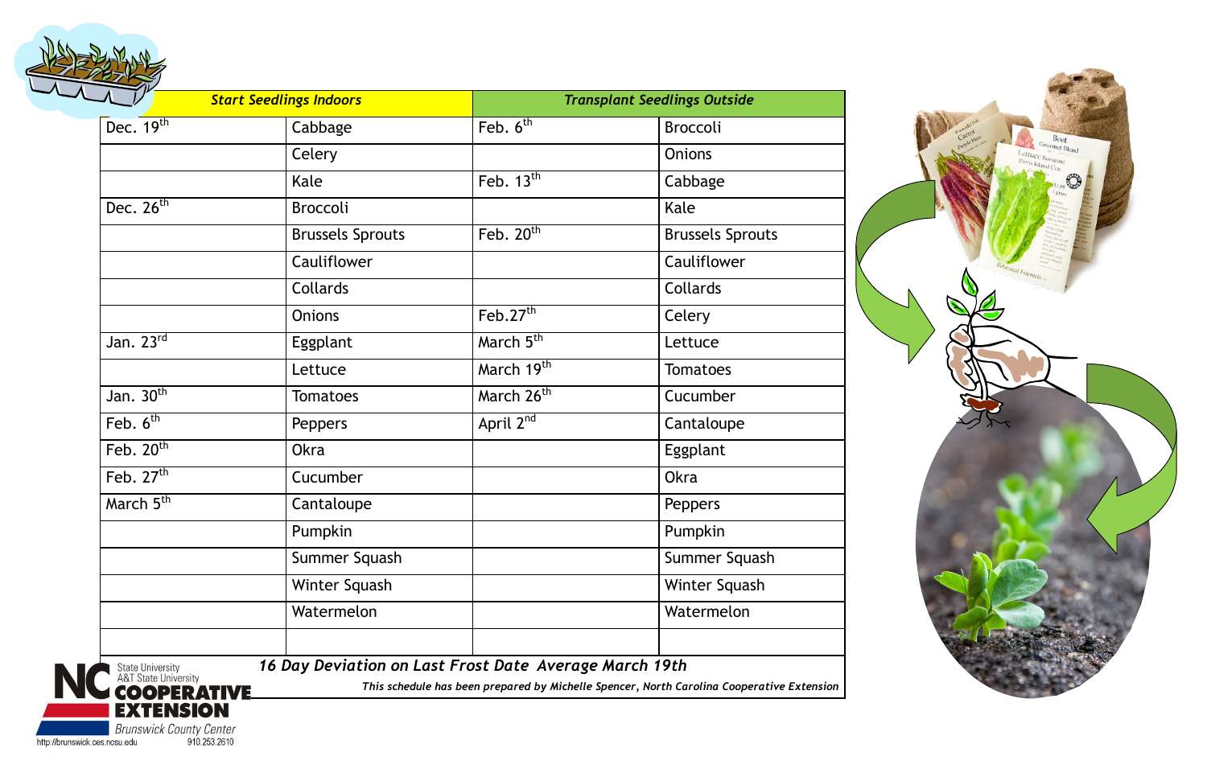| *Start Seedlings Indoors* | | *Transplant Seedlings Outside* | |
|---|---|---|---|
| Dec. 19th | Cabbage | Feb. 6th | Broccoli |
| | Celery | | Onions |
| | Kale | Feb. 13th | Cabbage |
| Dec. 26th | Broccoli | | Kale |
| | Brussels Sprouts | Feb. 20th | Brussels Sprouts |
| | Cauliflower | | Cauliflower |
| | Collards | | Collards |
| | Onions | Feb.27th | Celery |
| Jan. 23rd | Eggplant | March 5th | Lettuce |
| | Lettuce | March 19th | Tomatoes |
| Jan. 30th | Tomatoes | March 26th | Cucumber |
| Feb. 6th | Peppers | April 2nd | Cantaloupe |
| Feb. 20th | Okra | | Eggplant |
| Feb. 27th | Cucumber | | Okra |
| March 5th | Cantaloupe | | Peppers |
| | Pumpkin | | Pumpkin |
| | Summer Squash | | Summer Squash |
| | Winter Squash | | Winter Squash |
| | Watermelon | | Watermelon |
| | | | |

***16 Day Deviation on Last Frost Date Average March 19th***

***This schedule has been prepared by Michelle Spencer, North Carolina Cooperative Extension***

NC State University
A&T State University
COOPERATIVE EXTENSION
Brunswick County Center
http://brunswick.ces.ncsu.edu 910.253.2610